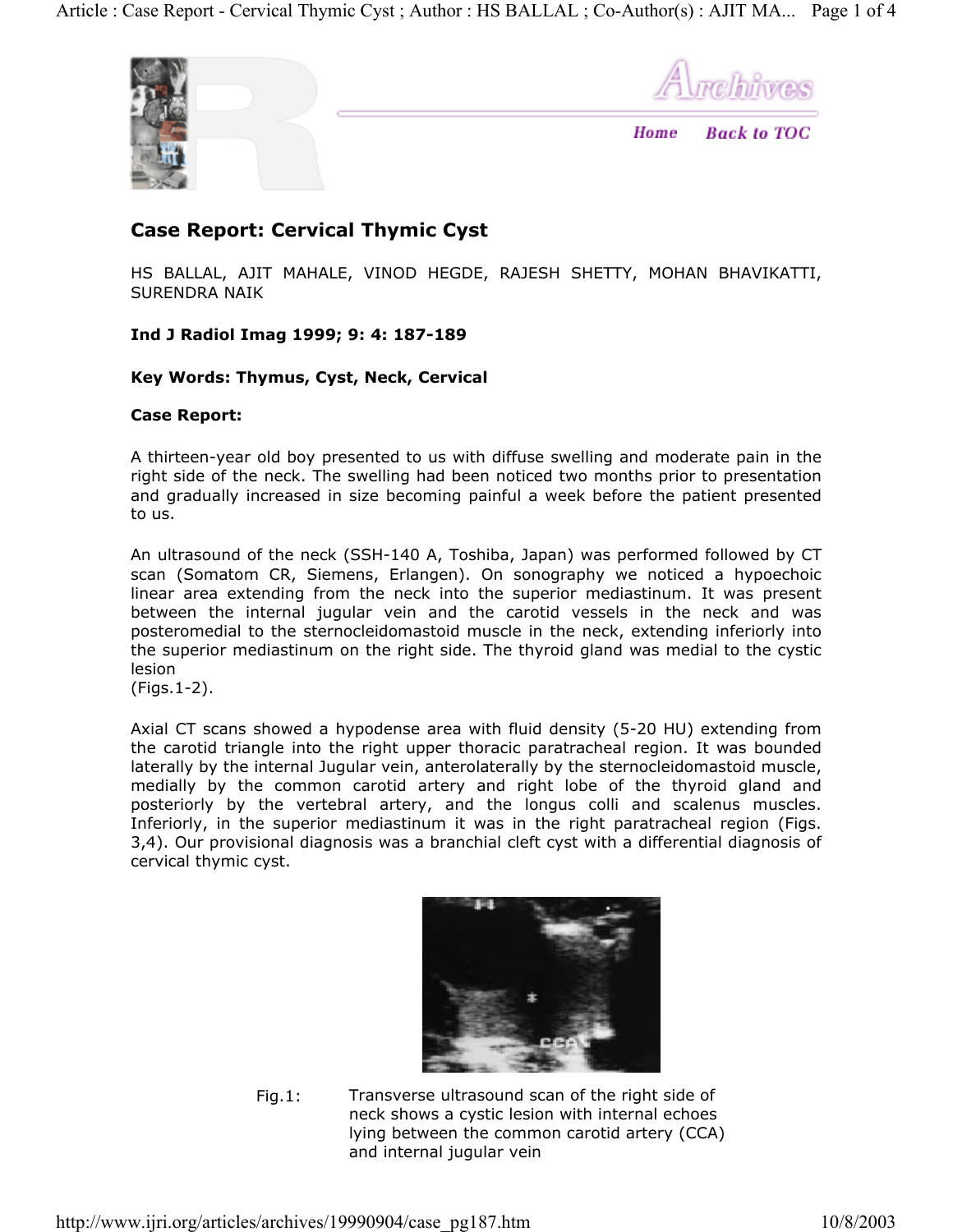# Case Report: Cervical Thymic Cyst

HS BALLAL, AJIT MAHALE, VINOD HEGDE, RAJESH SHETTY, MOHAN BHAVIKATTI, SURENDRA NAIK

**Ind J Radiol Imag 1999; 9: 4: 187-189**

**Key Words: Thymus, Cyst, Neck, Cervical**

**Case Report:**

A thirteen-year old boy presented to us with diffuse swelling and moderate pain in the right side of the neck. The swelling had been noticed two months prior to presentation and gradually increased in size becoming painful a week before the patient presented to us.

An ultrasound of the neck (SSH-140 A, Toshiba, Japan) was performed followed by CT scan (Somatom CR, Siemens, Erlangen). On sonography we noticed a hypoechoic linear area extending from the neck into the superior mediastinum. It was present between the internal jugular vein and the carotid vessels in the neck and was posteromedial to the sternocleidomastoid muscle in the neck, extending inferiorly into the superior mediastinum on the right side. The thyroid gland was medial to the cystic lesion
(Figs.1-2).

Axial CT scans showed a hypodense area with fluid density (5-20 HU) extending from the carotid triangle into the right upper thoracic paratracheal region. It was bounded laterally by the internal Jugular vein, anterolaterally by the sternocleidomastoid muscle, medially by the common carotid artery and right lobe of the thyroid gland and posteriorly by the vertebral artery, and the longus colli and scalenus muscles. Inferiorly, in the superior mediastinum it was in the right paratracheal region (Figs. 3,4). Our provisional diagnosis was a branchial cleft cyst with a differential diagnosis of cervical thymic cyst.

Fig.1: Transverse ultrasound scan of the right side of neck shows a cystic lesion with internal echoes lying between the common carotid artery (CCA) and internal jugular vein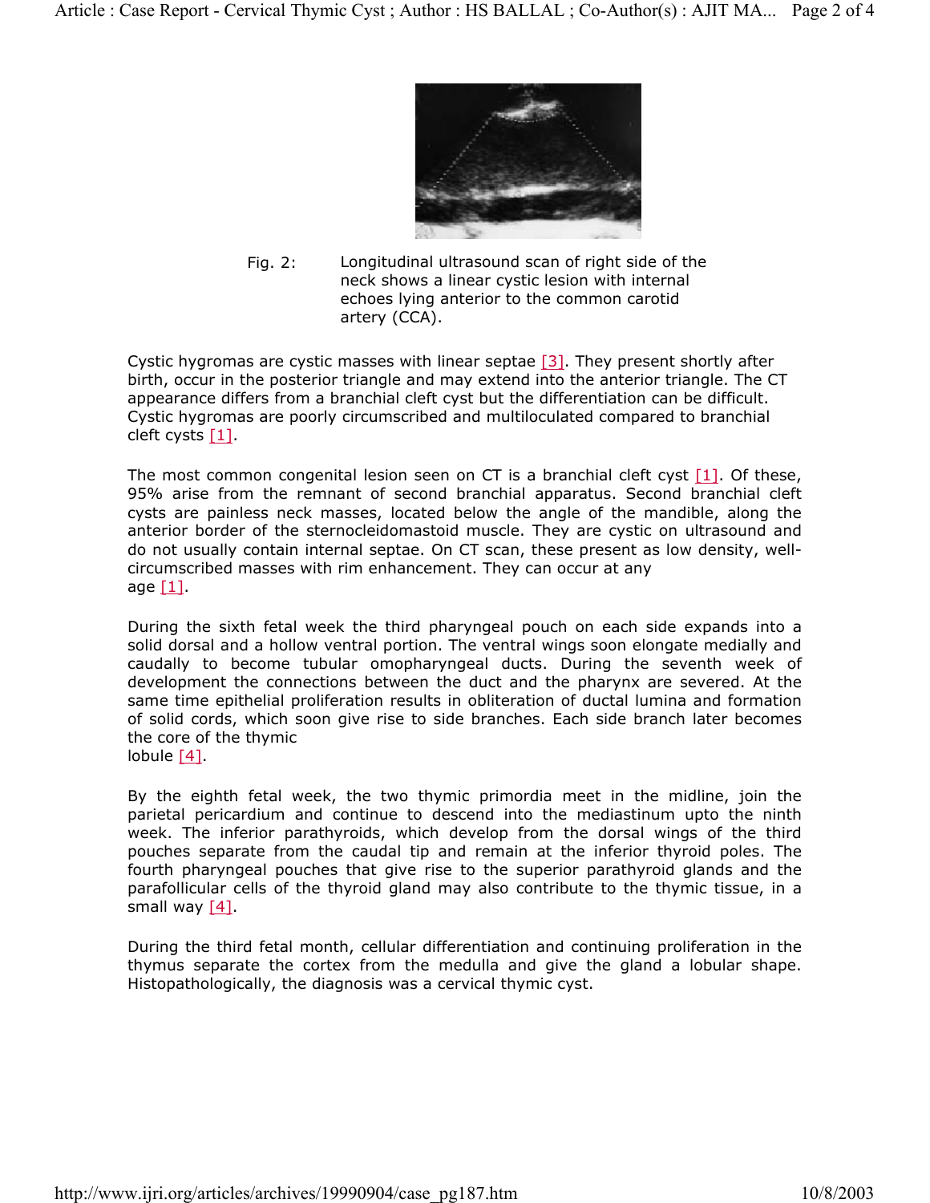Fig. 2: Longitudinal ultrasound scan of right side of the neck shows a linear cystic lesion with internal echoes lying anterior to the common carotid artery (CCA).

Cystic hygromas are cystic masses with linear septae [3]. They present shortly after birth, occur in the posterior triangle and may extend into the anterior triangle. The CT appearance differs from a branchial cleft cyst but the differentiation can be difficult. Cystic hygromas are poorly circumscribed and multiloculated compared to branchial cleft cysts [1].

The most common congenital lesion seen on CT is a branchial cleft cyst [1]. Of these, 95% arise from the remnant of second branchial apparatus. Second branchial cleft cysts are painless neck masses, located below the angle of the mandible, along the anterior border of the sternocleidomastoid muscle. They are cystic on ultrasound and do not usually contain internal septae. On CT scan, these present as low density, well-circumscribed masses with rim enhancement. They can occur at any age [1].

During the sixth fetal week the third pharyngeal pouch on each side expands into a solid dorsal and a hollow ventral portion. The ventral wings soon elongate medially and caudally to become tubular omopharyngeal ducts. During the seventh week of development the connections between the duct and the pharynx are severed. At the same time epithelial proliferation results in obliteration of ductal lumina and formation of solid cords, which soon give rise to side branches. Each side branch later becomes the core of the thymic lobule [4].

By the eighth fetal week, the two thymic primordia meet in the midline, join the parietal pericardium and continue to descend into the mediastinum upto the ninth week. The inferior parathyroids, which develop from the dorsal wings of the third pouches separate from the caudal tip and remain at the inferior thyroid poles. The fourth pharyngeal pouches that give rise to the superior parathyroid glands and the parafollicular cells of the thyroid gland may also contribute to the thymic tissue, in a small way [4].

During the third fetal month, cellular differentiation and continuing proliferation in the thymus separate the cortex from the medulla and give the gland a lobular shape. Histopathologically, the diagnosis was a cervical thymic cyst.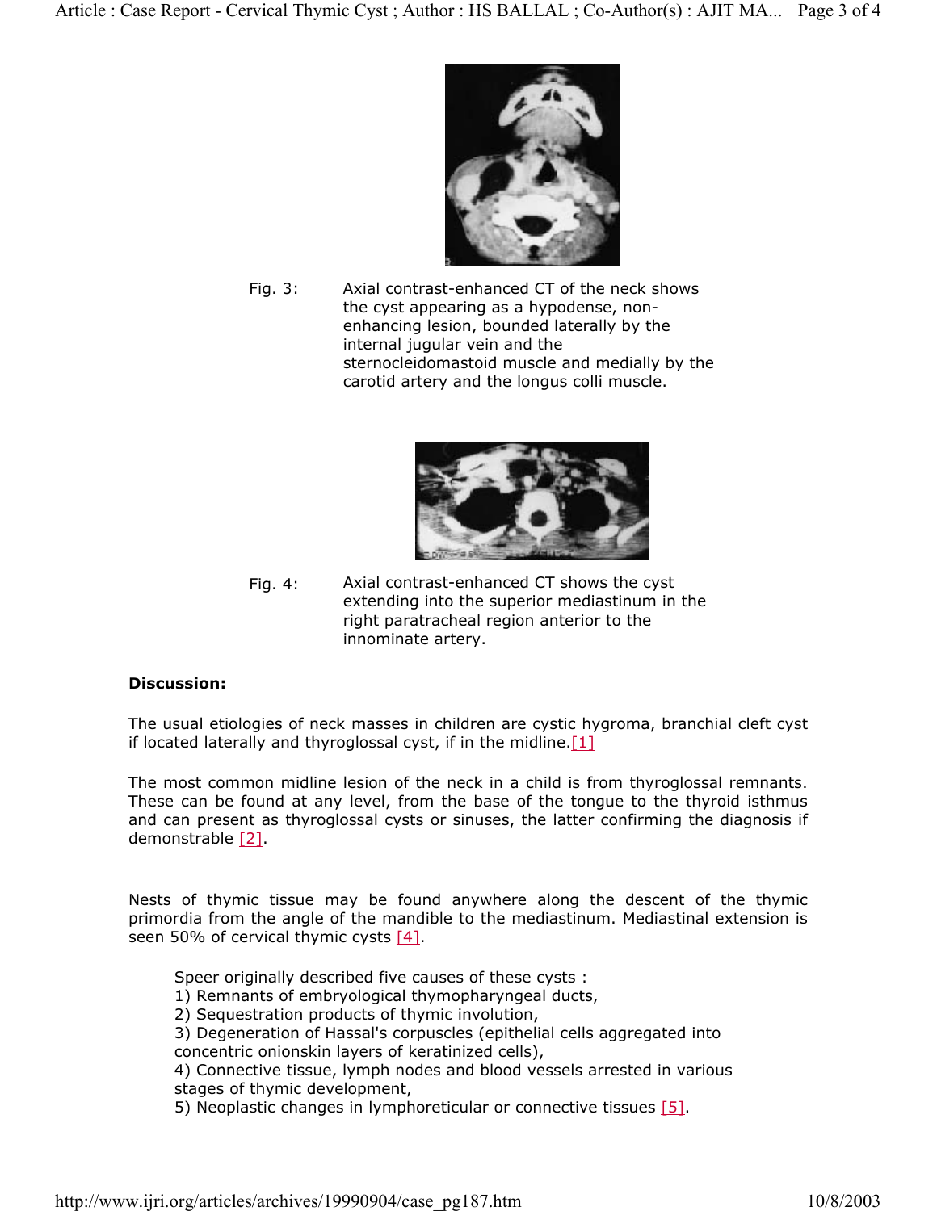Fig. 3: Axial contrast-enhanced CT of the neck shows the cyst appearing as a hypodense, non-enhancing lesion, bounded laterally by the internal jugular vein and the sternocleidomastoid muscle and medially by the carotid artery and the longus colli muscle.

Fig. 4: Axial contrast-enhanced CT shows the cyst extending into the superior mediastinum in the right paratracheal region anterior to the innominate artery.

**Discussion:**

The usual etiologies of neck masses in children are cystic hygroma, branchial cleft cyst if located laterally and thyroglossal cyst, if in the midline.[1]

The most common midline lesion of the neck in a child is from thyroglossal remnants. These can be found at any level, from the base of the tongue to the thyroid isthmus and can present as thyroglossal cysts or sinuses, the latter confirming the diagnosis if demonstrable [2].

Nests of thymic tissue may be found anywhere along the descent of the thymic primordia from the angle of the mandible to the mediastinum. Mediastinal extension is seen 50% of cervical thymic cysts [4].

Speer originally described five causes of these cysts :
1) Remnants of embryological thymopharyngeal ducts,
2) Sequestration products of thymic involution,
3) Degeneration of Hassal's corpuscles (epithelial cells aggregated into concentric onionskin layers of keratinized cells),
4) Connective tissue, lymph nodes and blood vessels arrested in various stages of thymic development,
5) Neoplastic changes in lymphoreticular or connective tissues [5].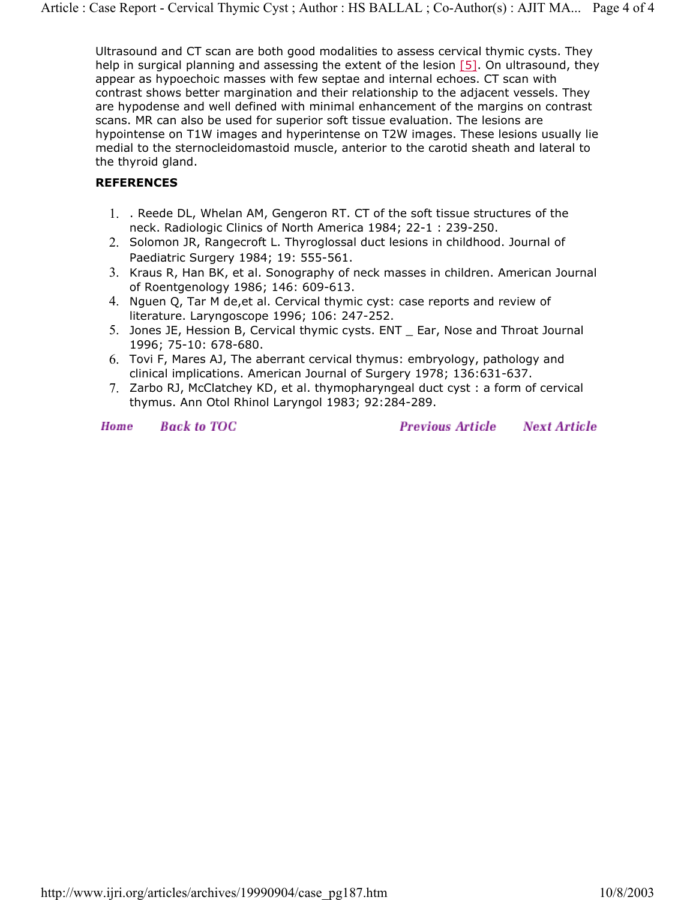Ultrasound and CT scan are both good modalities to assess cervical thymic cysts. They help in surgical planning and assessing the extent of the lesion [5]. On ultrasound, they appear as hypoechoic masses with few septae and internal echoes. CT scan with contrast shows better margination and their relationship to the adjacent vessels. They are hypodense and well defined with minimal enhancement of the margins on contrast scans. MR can also be used for superior soft tissue evaluation. The lesions are hypointense on T1W images and hyperintense on T2W images. These lesions usually lie medial to the sternocleidomastoid muscle, anterior to the carotid sheath and lateral to the thyroid gland.

**REFERENCES**

1. . Reede DL, Whelan AM, Gengeron RT. CT of the soft tissue structures of the neck. Radiologic Clinics of North America 1984; 22-1 : 239-250.
2. Solomon JR, Rangecroft L. Thyroglossal duct lesions in childhood. Journal of Paediatric Surgery 1984; 19: 555-561.
3. Kraus R, Han BK, et al. Sonography of neck masses in children. American Journal of Roentgenology 1986; 146: 609-613.
4. Nguen Q, Tar M de,et al. Cervical thymic cyst: case reports and review of literature. Laryngoscope 1996; 106: 247-252.
5. Jones JE, Hession B, Cervical thymic cysts. ENT _ Ear, Nose and Throat Journal 1996; 75-10: 678-680.
6. Tovi F, Mares AJ, The aberrant cervical thymus: embryology, pathology and clinical implications. American Journal of Surgery 1978; 136:631-637.
7. Zarbo RJ, McClatchey KD, et al. thymopharyngeal duct cyst : a form of cervical thymus. Ann Otol Rhinol Laryngol 1983; 92:284-289.

Home Back to TOC Previous Article Next Article